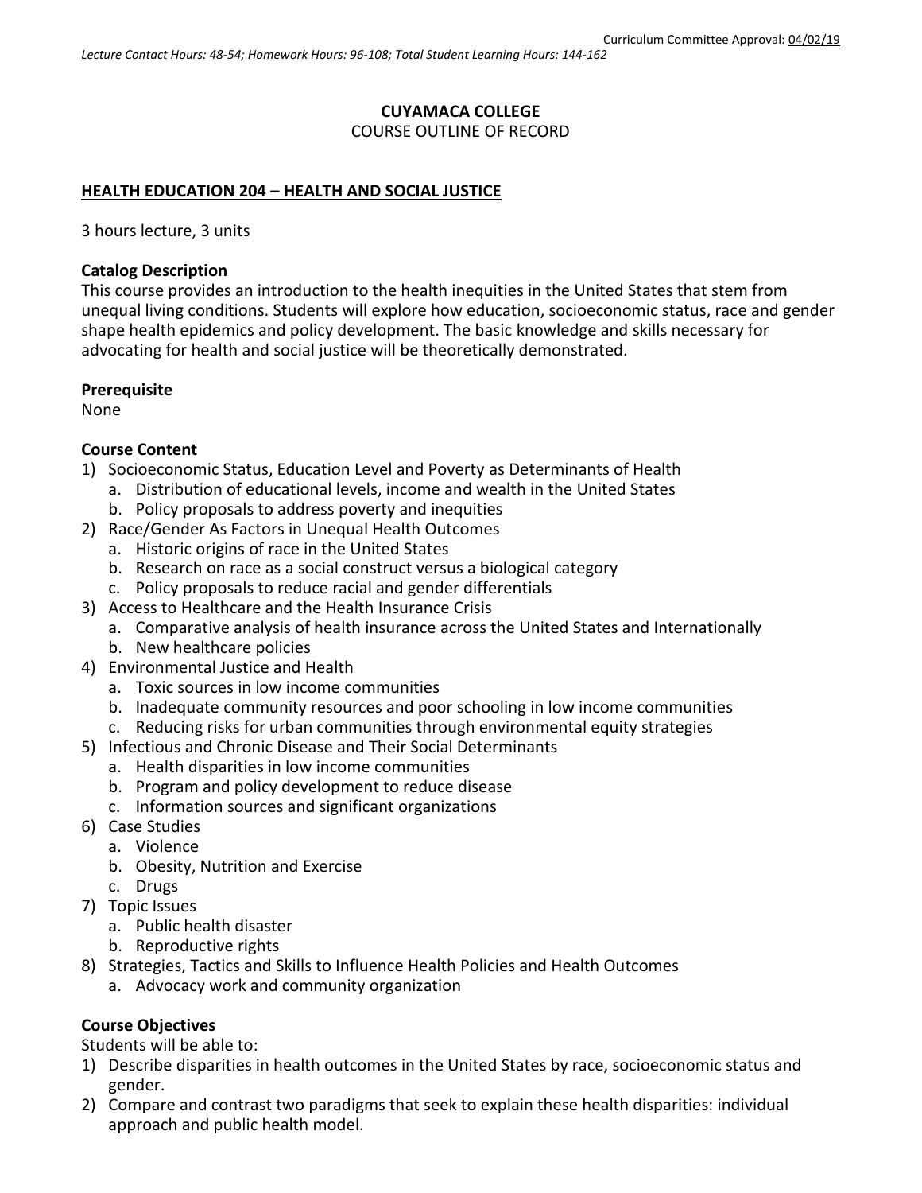Curriculum Committee Approval: 04/02/19

*Lecture Contact Hours: 48-54; Homework Hours: 96-108; Total Student Learning Hours: 144-162*

**CUYAMACA COLLEGE**
COURSE OUTLINE OF RECORD

**HEALTH EDUCATION 204 – HEALTH AND SOCIAL JUSTICE**

3 hours lecture, 3 units

**Catalog Description**
This course provides an introduction to the health inequities in the United States that stem from unequal living conditions. Students will explore how education, socioeconomic status, race and gender shape health epidemics and policy development. The basic knowledge and skills necessary for advocating for health and social justice will be theoretically demonstrated.

**Prerequisite**
None

**Course Content**
1) Socioeconomic Status, Education Level and Poverty as Determinants of Health
   a. Distribution of educational levels, income and wealth in the United States
   b. Policy proposals to address poverty and inequities
2) Race/Gender As Factors in Unequal Health Outcomes
   a. Historic origins of race in the United States
   b. Research on race as a social construct versus a biological category
   c. Policy proposals to reduce racial and gender differentials
3) Access to Healthcare and the Health Insurance Crisis
   a. Comparative analysis of health insurance across the United States and Internationally
   b. New healthcare policies
4) Environmental Justice and Health
   a. Toxic sources in low income communities
   b. Inadequate community resources and poor schooling in low income communities
   c. Reducing risks for urban communities through environmental equity strategies
5) Infectious and Chronic Disease and Their Social Determinants
   a. Health disparities in low income communities
   b. Program and policy development to reduce disease
   c. Information sources and significant organizations
6) Case Studies
   a. Violence
   b. Obesity, Nutrition and Exercise
   c. Drugs
7) Topic Issues
   a. Public health disaster
   b. Reproductive rights
8) Strategies, Tactics and Skills to Influence Health Policies and Health Outcomes
   a. Advocacy work and community organization

**Course Objectives**
Students will be able to:
1) Describe disparities in health outcomes in the United States by race, socioeconomic status and gender.
2) Compare and contrast two paradigms that seek to explain these health disparities: individual approach and public health model.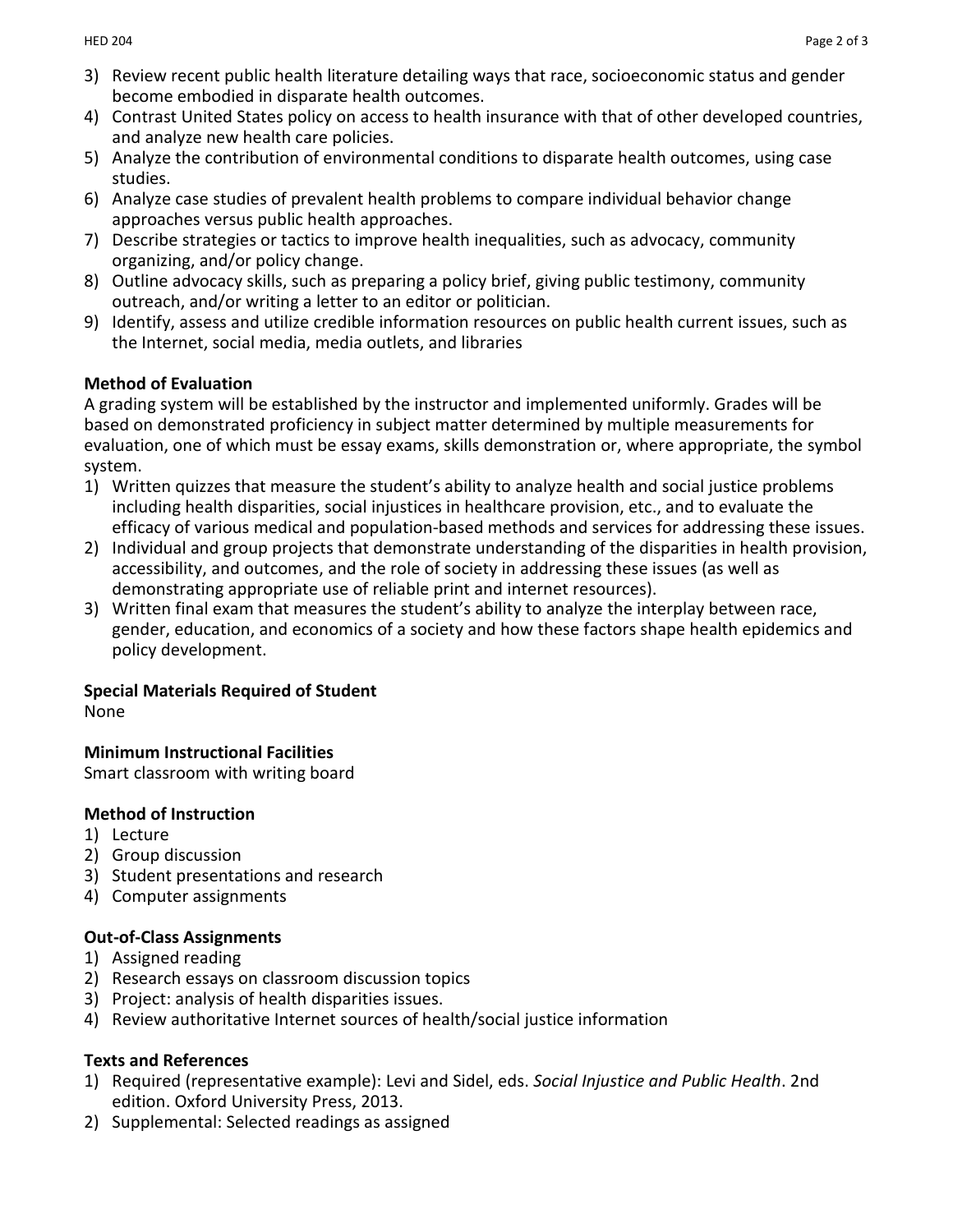3) Review recent public health literature detailing ways that race, socioeconomic status and gender become embodied in disparate health outcomes.
4) Contrast United States policy on access to health insurance with that of other developed countries, and analyze new health care policies.
5) Analyze the contribution of environmental conditions to disparate health outcomes, using case studies.
6) Analyze case studies of prevalent health problems to compare individual behavior change approaches versus public health approaches.
7) Describe strategies or tactics to improve health inequalities, such as advocacy, community organizing, and/or policy change.
8) Outline advocacy skills, such as preparing a policy brief, giving public testimony, community outreach, and/or writing a letter to an editor or politician.
9) Identify, assess and utilize credible information resources on public health current issues, such as the Internet, social media, media outlets, and libraries

**Method of Evaluation**

A grading system will be established by the instructor and implemented uniformly. Grades will be based on demonstrated proficiency in subject matter determined by multiple measurements for evaluation, one of which must be essay exams, skills demonstration or, where appropriate, the symbol system.

1) Written quizzes that measure the student's ability to analyze health and social justice problems including health disparities, social injustices in healthcare provision, etc., and to evaluate the efficacy of various medical and population-based methods and services for addressing these issues.
2) Individual and group projects that demonstrate understanding of the disparities in health provision, accessibility, and outcomes, and the role of society in addressing these issues (as well as demonstrating appropriate use of reliable print and internet resources).
3) Written final exam that measures the student's ability to analyze the interplay between race, gender, education, and economics of a society and how these factors shape health epidemics and policy development.

**Special Materials Required of Student**

None

**Minimum Instructional Facilities**

Smart classroom with writing board

**Method of Instruction**

1) Lecture
2) Group discussion
3) Student presentations and research
4) Computer assignments

**Out-of-Class Assignments**

1) Assigned reading
2) Research essays on classroom discussion topics
3) Project: analysis of health disparities issues.
4) Review authoritative Internet sources of health/social justice information

**Texts and References**

1) Required (representative example): Levi and Sidel, eds. *Social Injustice and Public Health*. 2nd edition. Oxford University Press, 2013.
2) Supplemental: Selected readings as assigned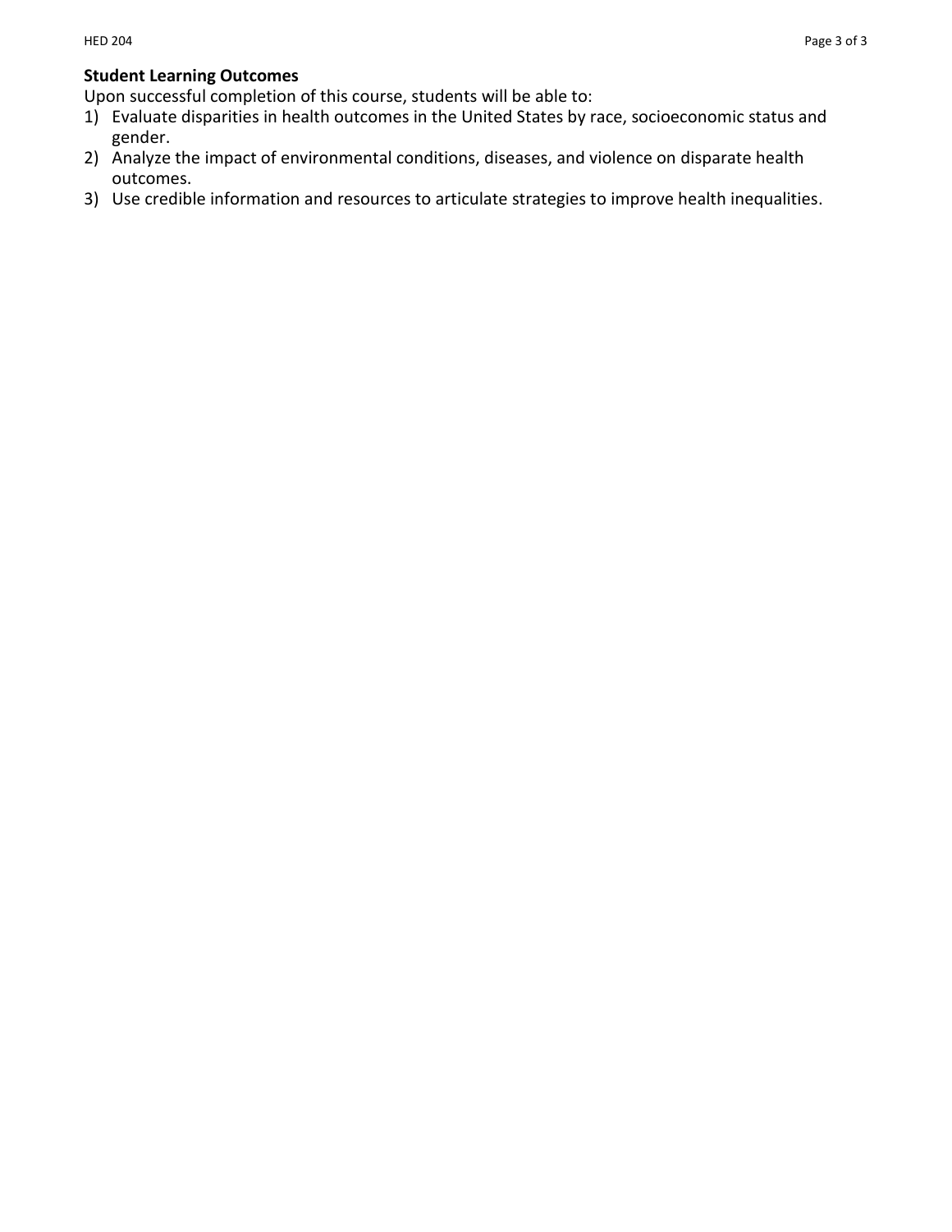**Student Learning Outcomes**

Upon successful completion of this course, students will be able to:

1) Evaluate disparities in health outcomes in the United States by race, socioeconomic status and gender.
2) Analyze the impact of environmental conditions, diseases, and violence on disparate health outcomes.
3) Use credible information and resources to articulate strategies to improve health inequalities.